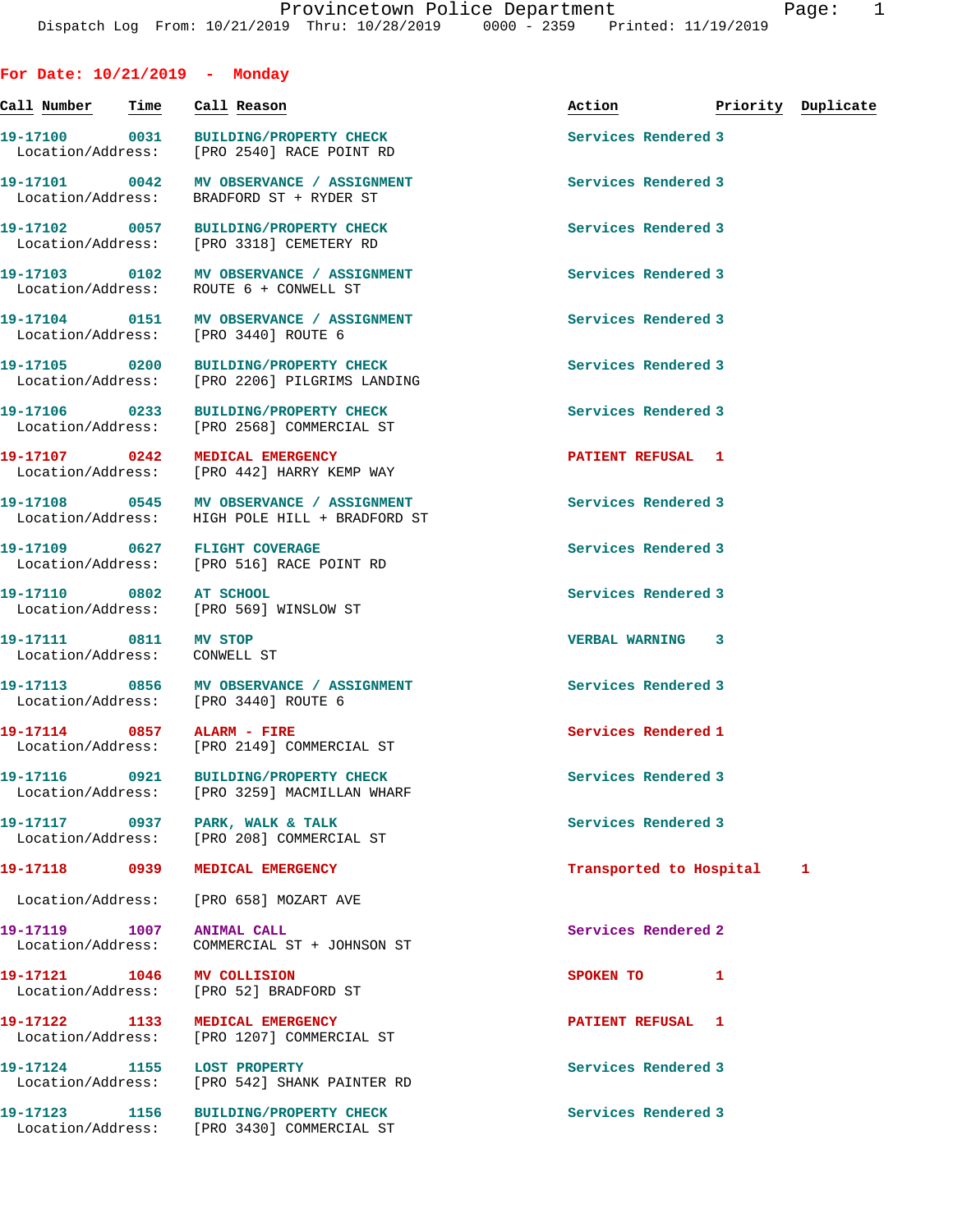# Provincetown Police Department

Dispatch Log From: 10/21/2019 Thru: 10/28/2019 0000 - 2359 Printed: 11/19/2019

## For Date: 10/21/2019 - Monday

| Call Number | Time | Call Reason | Action | Priority | Duplicate |
|---|---|---|---|---|---|
| 19-17100 | 0031 | BUILDING/PROPERTY CHECK | Services Rendered | 3 | |
| Location/Address: | | [PRO 2540] RACE POINT RD | | | |
| 19-17101 | 0042 | MV OBSERVANCE / ASSIGNMENT | Services Rendered | 3 | |
| Location/Address: | | BRADFORD ST + RYDER ST | | | |
| 19-17102 | 0057 | BUILDING/PROPERTY CHECK | Services Rendered | 3 | |
| Location/Address: | | [PRO 3318] CEMETERY RD | | | |
| 19-17103 | 0102 | MV OBSERVANCE / ASSIGNMENT | Services Rendered | 3 | |
| Location/Address: | | ROUTE 6 + CONWELL ST | | | |
| 19-17104 | 0151 | MV OBSERVANCE / ASSIGNMENT | Services Rendered | 3 | |
| Location/Address: | | [PRO 3440] ROUTE 6 | | | |
| 19-17105 | 0200 | BUILDING/PROPERTY CHECK | Services Rendered | 3 | |
| Location/Address: | | [PRO 2206] PILGRIMS LANDING | | | |
| 19-17106 | 0233 | BUILDING/PROPERTY CHECK | Services Rendered | 3 | |
| Location/Address: | | [PRO 2568] COMMERCIAL ST | | | |
| 19-17107 | 0242 | MEDICAL EMERGENCY | PATIENT REFUSAL | 1 | |
| Location/Address: | | [PRO 442] HARRY KEMP WAY | | | |
| 19-17108 | 0545 | MV OBSERVANCE / ASSIGNMENT | Services Rendered | 3 | |
| Location/Address: | | HIGH POLE HILL + BRADFORD ST | | | |
| 19-17109 | 0627 | FLIGHT COVERAGE | Services Rendered | 3 | |
| Location/Address: | | [PRO 516] RACE POINT RD | | | |
| 19-17110 | 0802 | AT SCHOOL | Services Rendered | 3 | |
| Location/Address: | | [PRO 569] WINSLOW ST | | | |
| 19-17111 | 0811 | MV STOP | VERBAL WARNING | 3 | |
| Location/Address: | | CONWELL ST | | | |
| 19-17113 | 0856 | MV OBSERVANCE / ASSIGNMENT | Services Rendered | 3 | |
| Location/Address: | | [PRO 3440] ROUTE 6 | | | |
| 19-17114 | 0857 | ALARM - FIRE | Services Rendered | 1 | |
| Location/Address: | | [PRO 2149] COMMERCIAL ST | | | |
| 19-17116 | 0921 | BUILDING/PROPERTY CHECK | Services Rendered | 3 | |
| Location/Address: | | [PRO 3259] MACMILLAN WHARF | | | |
| 19-17117 | 0937 | PARK, WALK & TALK | Services Rendered | 3 | |
| Location/Address: | | [PRO 208] COMMERCIAL ST | | | |
| 19-17118 | 0939 | MEDICAL EMERGENCY | Transported to Hospital | 1 | |
| Location/Address: | | [PRO 658] MOZART AVE | | | |
| 19-17119 | 1007 | ANIMAL CALL | Services Rendered | 2 | |
| Location/Address: | | COMMERCIAL ST + JOHNSON ST | | | |
| 19-17121 | 1046 | MV COLLISION | SPOKEN TO | 1 | |
| Location/Address: | | [PRO 52] BRADFORD ST | | | |
| 19-17122 | 1133 | MEDICAL EMERGENCY | PATIENT REFUSAL | 1 | |
| Location/Address: | | [PRO 1207] COMMERCIAL ST | | | |
| 19-17124 | 1155 | LOST PROPERTY | Services Rendered | 3 | |
| Location/Address: | | [PRO 542] SHANK PAINTER RD | | | |
| 19-17123 | 1156 | BUILDING/PROPERTY CHECK | Services Rendered | 3 | |
| Location/Address: | | [PRO 3430] COMMERCIAL ST | | | |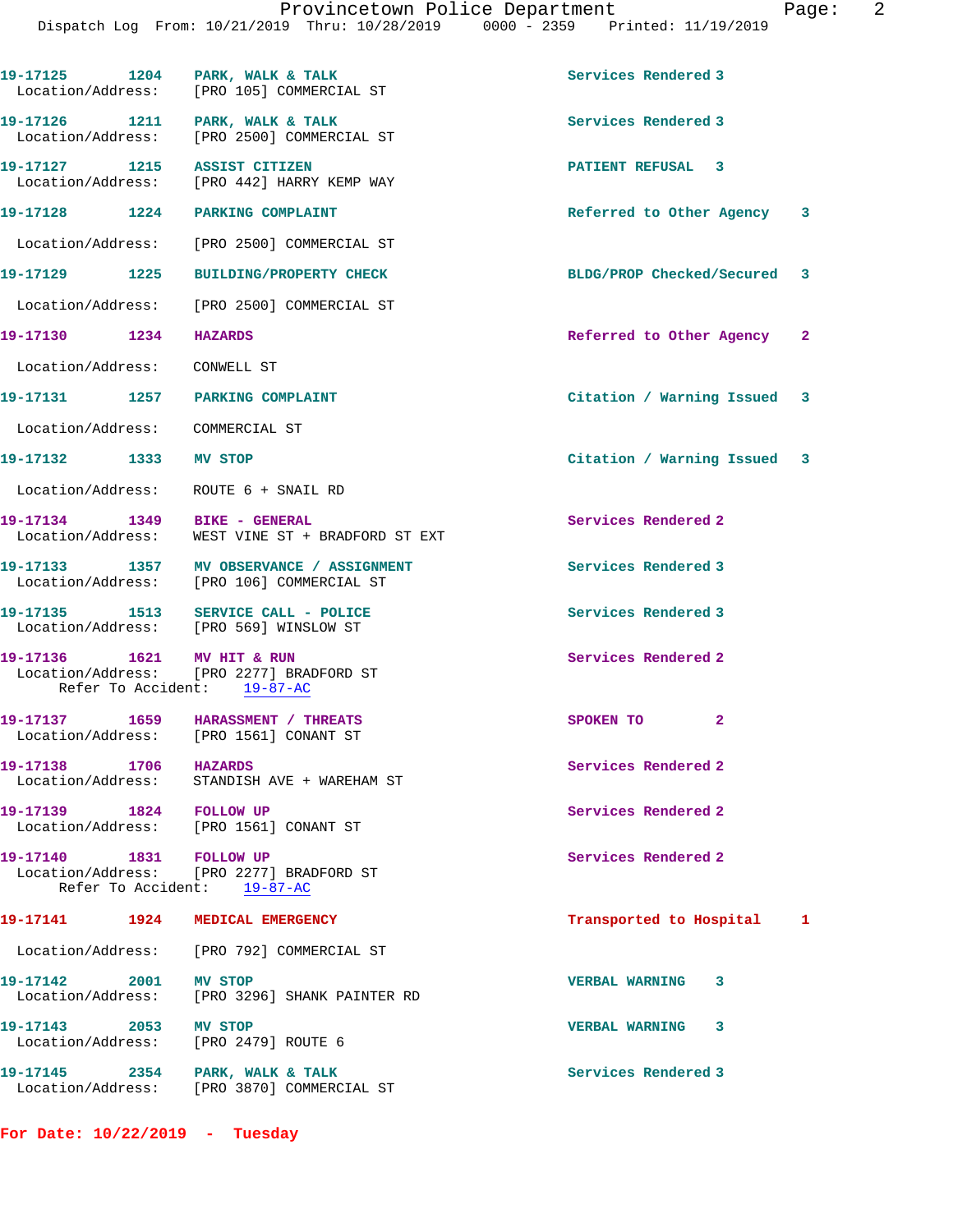19-17125 1204 PARK, WALK & TALK Services Rendered 3
Location/Address: [PRO 105] COMMERCIAL ST

19-17126 1211 PARK, WALK & TALK Services Rendered 3
Location/Address: [PRO 2500] COMMERCIAL ST

19-17127 1215 ASSIST CITIZEN PATIENT REFUSAL 3
Location/Address: [PRO 442] HARRY KEMP WAY

19-17128 1224 PARKING COMPLAINT Referred to Other Agency 3
Location/Address: [PRO 2500] COMMERCIAL ST

19-17129 1225 BUILDING/PROPERTY CHECK BLDG/PROP Checked/Secured 3
Location/Address: [PRO 2500] COMMERCIAL ST

19-17130 1234 HAZARDS Referred to Other Agency 2
Location/Address: CONWELL ST

19-17131 1257 PARKING COMPLAINT Citation / Warning Issued 3
Location/Address: COMMERCIAL ST

19-17132 1333 MV STOP Citation / Warning Issued 3
Location/Address: ROUTE 6 + SNAIL RD

19-17134 1349 BIKE - GENERAL Services Rendered 2
Location/Address: WEST VINE ST + BRADFORD ST EXT

19-17133 1357 MV OBSERVANCE / ASSIGNMENT Services Rendered 3
Location/Address: [PRO 106] COMMERCIAL ST

19-17135 1513 SERVICE CALL - POLICE Services Rendered 3
Location/Address: [PRO 569] WINSLOW ST

19-17136 1621 MV HIT & RUN Services Rendered 2
Location/Address: [PRO 2277] BRADFORD ST
Refer To Accident: 19-87-AC

19-17137 1659 HARASSMENT / THREATS SPOKEN TO 2
Location/Address: [PRO 1561] CONANT ST

19-17138 1706 HAZARDS Services Rendered 2
Location/Address: STANDISH AVE + WAREHAM ST

19-17139 1824 FOLLOW UP Services Rendered 2
Location/Address: [PRO 1561] CONANT ST

19-17140 1831 FOLLOW UP Services Rendered 2
Location/Address: [PRO 2277] BRADFORD ST
Refer To Accident: 19-87-AC

19-17141 1924 MEDICAL EMERGENCY Transported to Hospital 1
Location/Address: [PRO 792] COMMERCIAL ST

19-17142 2001 MV STOP VERBAL WARNING 3
Location/Address: [PRO 3296] SHANK PAINTER RD

19-17143 2053 MV STOP VERBAL WARNING 3
Location/Address: [PRO 2479] ROUTE 6

19-17145 2354 PARK, WALK & TALK Services Rendered 3
Location/Address: [PRO 3870] COMMERCIAL ST

**For Date: 10/22/2019 - Tuesday**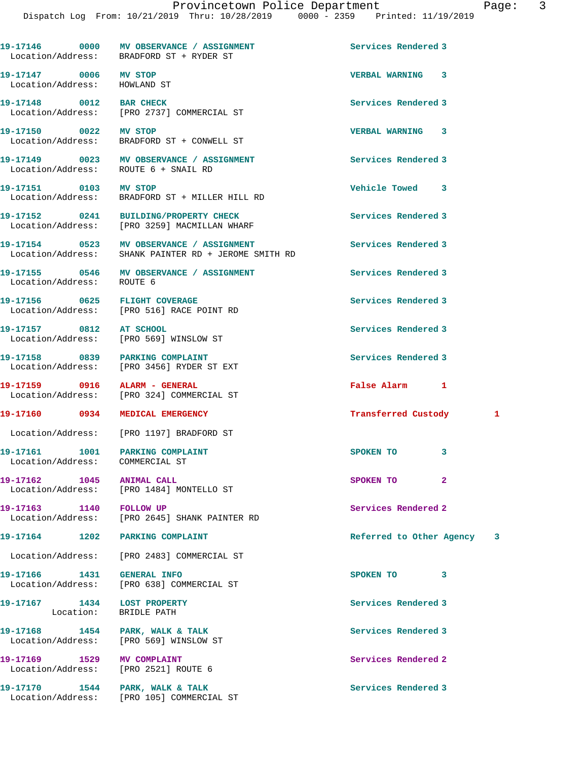| Call Number | Time | Call Reason | Action | Priority |
|---|---|---|---|---|
| 19-17146 | 0000 | MV OBSERVANCE / ASSIGNMENT | Services Rendered | 3 |
| Location/Address: | | BRADFORD ST + RYDER ST | | |
| 19-17147 | 0006 | MV STOP | VERBAL WARNING | 3 |
| Location/Address: | | HOWLAND ST | | |
| 19-17148 | 0012 | BAR CHECK | Services Rendered | 3 |
| Location/Address: | | [PRO 2737] COMMERCIAL ST | | |
| 19-17150 | 0022 | MV STOP | VERBAL WARNING | 3 |
| Location/Address: | | BRADFORD ST + CONWELL ST | | |
| 19-17149 | 0023 | MV OBSERVANCE / ASSIGNMENT | Services Rendered | 3 |
| Location/Address: | | ROUTE 6 + SNAIL RD | | |
| 19-17151 | 0103 | MV STOP | Vehicle Towed | 3 |
| Location/Address: | | BRADFORD ST + MILLER HILL RD | | |
| 19-17152 | 0241 | BUILDING/PROPERTY CHECK | Services Rendered | 3 |
| Location/Address: | | [PRO 3259] MACMILLAN WHARF | | |
| 19-17154 | 0523 | MV OBSERVANCE / ASSIGNMENT | Services Rendered | 3 |
| Location/Address: | | SHANK PAINTER RD + JEROME SMITH RD | | |
| 19-17155 | 0546 | MV OBSERVANCE / ASSIGNMENT | Services Rendered | 3 |
| Location/Address: | | ROUTE 6 | | |
| 19-17156 | 0625 | FLIGHT COVERAGE | Services Rendered | 3 |
| Location/Address: | | [PRO 516] RACE POINT RD | | |
| 19-17157 | 0812 | AT SCHOOL | Services Rendered | 3 |
| Location/Address: | | [PRO 569] WINSLOW ST | | |
| 19-17158 | 0839 | PARKING COMPLAINT | Services Rendered | 3 |
| Location/Address: | | [PRO 3456] RYDER ST EXT | | |
| 19-17159 | 0916 | ALARM - GENERAL | False Alarm | 1 |
| Location/Address: | | [PRO 324] COMMERCIAL ST | | |
| 19-17160 | 0934 | MEDICAL EMERGENCY | Transferred Custody | 1 |
| Location/Address: | | [PRO 1197] BRADFORD ST | | |
| 19-17161 | 1001 | PARKING COMPLAINT | SPOKEN TO | 3 |
| Location/Address: | | COMMERCIAL ST | | |
| 19-17162 | 1045 | ANIMAL CALL | SPOKEN TO | 2 |
| Location/Address: | | [PRO 1484] MONTELLO ST | | |
| 19-17163 | 1140 | FOLLOW UP | Services Rendered | 2 |
| Location/Address: | | [PRO 2645] SHANK PAINTER RD | | |
| 19-17164 | 1202 | PARKING COMPLAINT | Referred to Other Agency | 3 |
| Location/Address: | | [PRO 2483] COMMERCIAL ST | | |
| 19-17166 | 1431 | GENERAL INFO | SPOKEN TO | 3 |
| Location/Address: | | [PRO 638] COMMERCIAL ST | | |
| 19-17167 | 1434 | LOST PROPERTY | Services Rendered | 3 |
| Location: | | BRIDLE PATH | | |
| 19-17168 | 1454 | PARK, WALK & TALK | Services Rendered | 3 |
| Location/Address: | | [PRO 569] WINSLOW ST | | |
| 19-17169 | 1529 | MV COMPLAINT | Services Rendered | 2 |
| Location/Address: | | [PRO 2521] ROUTE 6 | | |
| 19-17170 | 1544 | PARK, WALK & TALK | Services Rendered | 3 |
| Location/Address: | | [PRO 105] COMMERCIAL ST | | |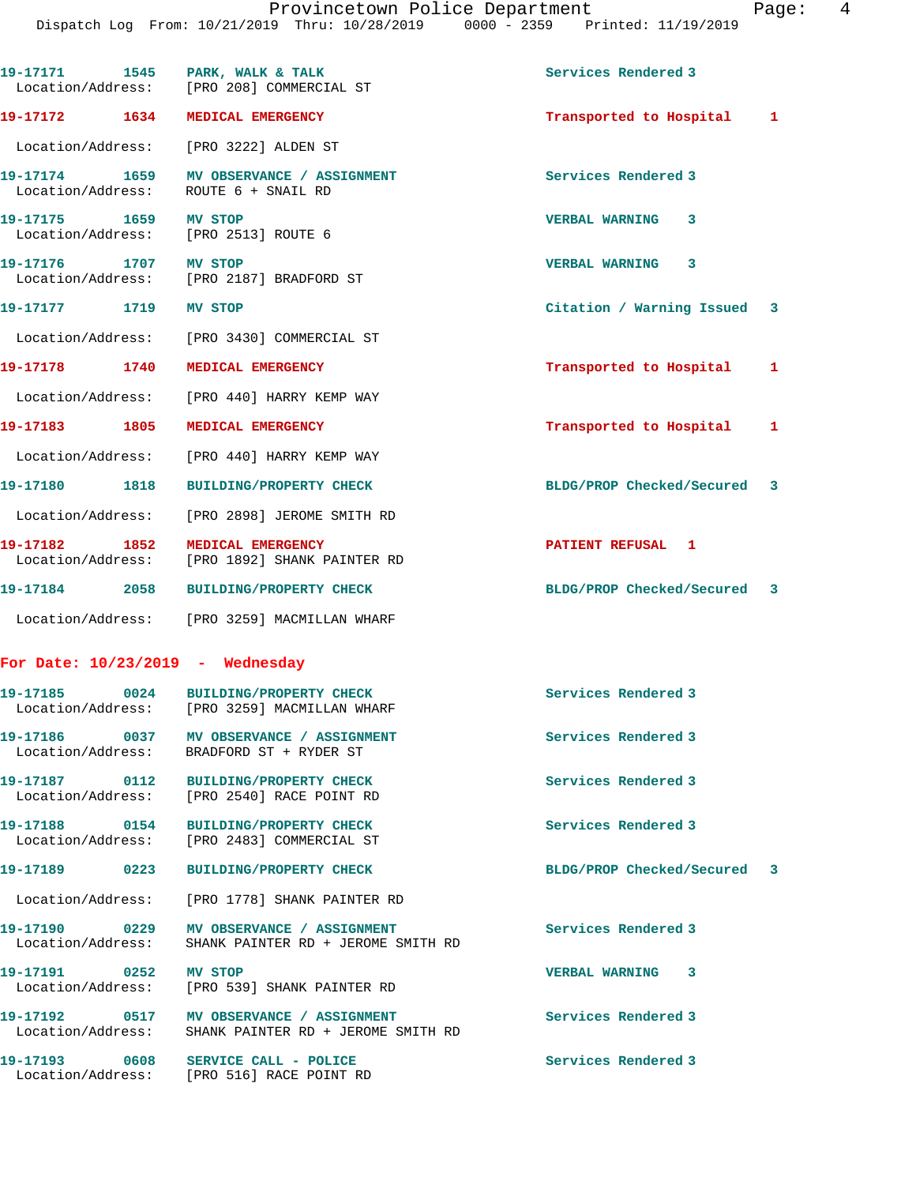19-17171 1545 PARK, WALK & TALK Services Rendered 3
Location/Address: [PRO 208] COMMERCIAL ST

19-17172 1634 MEDICAL EMERGENCY Transported to Hospital 1
Location/Address: [PRO 3222] ALDEN ST

19-17174 1659 MV OBSERVANCE / ASSIGNMENT Services Rendered 3
Location/Address: ROUTE 6 + SNAIL RD

19-17175 1659 MV STOP VERBAL WARNING 3
Location/Address: [PRO 2513] ROUTE 6

19-17176 1707 MV STOP VERBAL WARNING 3
Location/Address: [PRO 2187] BRADFORD ST

19-17177 1719 MV STOP Citation / Warning Issued 3
Location/Address: [PRO 3430] COMMERCIAL ST

19-17178 1740 MEDICAL EMERGENCY Transported to Hospital 1
Location/Address: [PRO 440] HARRY KEMP WAY

19-17183 1805 MEDICAL EMERGENCY Transported to Hospital 1
Location/Address: [PRO 440] HARRY KEMP WAY

19-17180 1818 BUILDING/PROPERTY CHECK BLDG/PROP Checked/Secured 3
Location/Address: [PRO 2898] JEROME SMITH RD

19-17182 1852 MEDICAL EMERGENCY PATIENT REFUSAL 1
Location/Address: [PRO 1892] SHANK PAINTER RD

19-17184 2058 BUILDING/PROPERTY CHECK BLDG/PROP Checked/Secured 3
Location/Address: [PRO 3259] MACMILLAN WHARF

## For Date: 10/23/2019 - Wednesday

19-17185 0024 BUILDING/PROPERTY CHECK Services Rendered 3
Location/Address: [PRO 3259] MACMILLAN WHARF

19-17186 0037 MV OBSERVANCE / ASSIGNMENT Services Rendered 3
Location/Address: BRADFORD ST + RYDER ST

19-17187 0112 BUILDING/PROPERTY CHECK Services Rendered 3
Location/Address: [PRO 2540] RACE POINT RD

19-17188 0154 BUILDING/PROPERTY CHECK Services Rendered 3
Location/Address: [PRO 2483] COMMERCIAL ST

19-17189 0223 BUILDING/PROPERTY CHECK BLDG/PROP Checked/Secured 3
Location/Address: [PRO 1778] SHANK PAINTER RD

19-17190 0229 MV OBSERVANCE / ASSIGNMENT Services Rendered 3
Location/Address: SHANK PAINTER RD + JEROME SMITH RD

19-17191 0252 MV STOP VERBAL WARNING 3
Location/Address: [PRO 539] SHANK PAINTER RD

19-17192 0517 MV OBSERVANCE / ASSIGNMENT Services Rendered 3
Location/Address: SHANK PAINTER RD + JEROME SMITH RD

19-17193 0608 SERVICE CALL - POLICE Services Rendered 3
Location/Address: [PRO 516] RACE POINT RD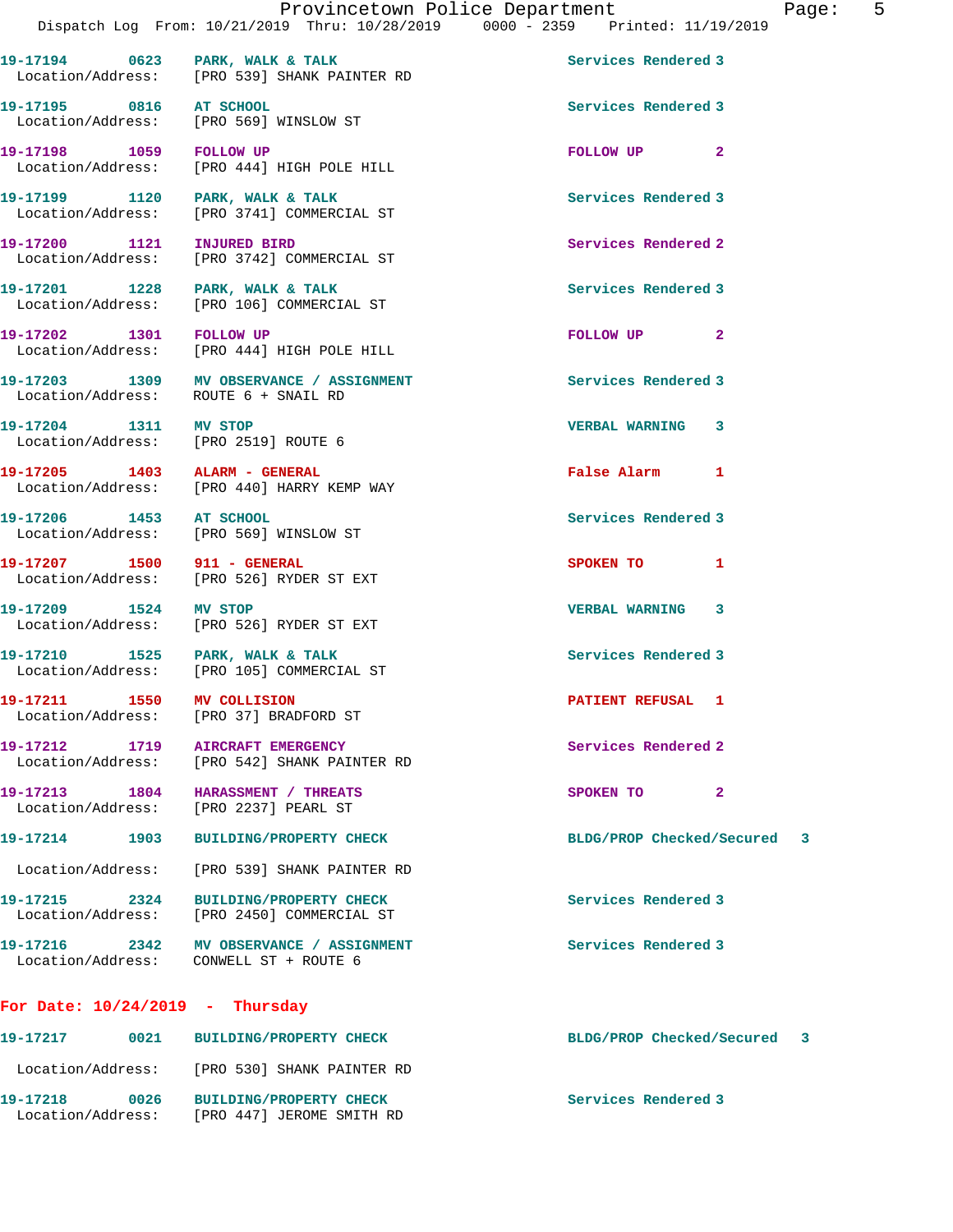| | | | | |
|---|---|---|---|---|
| 19-17194 | 0623 | PARK, WALK & TALK | Services Rendered | 3 |
| Location/Address: | | [PRO 539] SHANK PAINTER RD | | |
| 19-17195 | 0816 | AT SCHOOL | Services Rendered | 3 |
| Location/Address: | | [PRO 569] WINSLOW ST | | |
| 19-17198 | 1059 | FOLLOW UP | FOLLOW UP | 2 |
| Location/Address: | | [PRO 444] HIGH POLE HILL | | |
| 19-17199 | 1120 | PARK, WALK & TALK | Services Rendered | 3 |
| Location/Address: | | [PRO 3741] COMMERCIAL ST | | |
| 19-17200 | 1121 | INJURED BIRD | Services Rendered | 2 |
| Location/Address: | | [PRO 3742] COMMERCIAL ST | | |
| 19-17201 | 1228 | PARK, WALK & TALK | Services Rendered | 3 |
| Location/Address: | | [PRO 106] COMMERCIAL ST | | |
| 19-17202 | 1301 | FOLLOW UP | FOLLOW UP | 2 |
| Location/Address: | | [PRO 444] HIGH POLE HILL | | |
| 19-17203 | 1309 | MV OBSERVANCE / ASSIGNMENT | Services Rendered | 3 |
| Location/Address: | | ROUTE 6 + SNAIL RD | | |
| 19-17204 | 1311 | MV STOP | VERBAL WARNING | 3 |
| Location/Address: | | [PRO 2519] ROUTE 6 | | |
| 19-17205 | 1403 | ALARM - GENERAL | False Alarm | 1 |
| Location/Address: | | [PRO 440] HARRY KEMP WAY | | |
| 19-17206 | 1453 | AT SCHOOL | Services Rendered | 3 |
| Location/Address: | | [PRO 569] WINSLOW ST | | |
| 19-17207 | 1500 | 911 - GENERAL | SPOKEN TO | 1 |
| Location/Address: | | [PRO 526] RYDER ST EXT | | |
| 19-17209 | 1524 | MV STOP | VERBAL WARNING | 3 |
| Location/Address: | | [PRO 526] RYDER ST EXT | | |
| 19-17210 | 1525 | PARK, WALK & TALK | Services Rendered | 3 |
| Location/Address: | | [PRO 105] COMMERCIAL ST | | |
| 19-17211 | 1550 | MV COLLISION | PATIENT REFUSAL | 1 |
| Location/Address: | | [PRO 37] BRADFORD ST | | |
| 19-17212 | 1719 | AIRCRAFT EMERGENCY | Services Rendered | 2 |
| Location/Address: | | [PRO 542] SHANK PAINTER RD | | |
| 19-17213 | 1804 | HARASSMENT / THREATS | SPOKEN TO | 2 |
| Location/Address: | | [PRO 2237] PEARL ST | | |
| 19-17214 | 1903 | BUILDING/PROPERTY CHECK | BLDG/PROP Checked/Secured | 3 |
| Location/Address: | | [PRO 539] SHANK PAINTER RD | | |
| 19-17215 | 2324 | BUILDING/PROPERTY CHECK | Services Rendered | 3 |
| Location/Address: | | [PRO 2450] COMMERCIAL ST | | |
| 19-17216 | 2342 | MV OBSERVANCE / ASSIGNMENT | Services Rendered | 3 |
| Location/Address: | | CONWELL ST + ROUTE 6 | | |

**For Date: 10/24/2019 - Thursday**

| | | | | |
|---|---|---|---|---|
| 19-17217 | 0021 | BUILDING/PROPERTY CHECK | BLDG/PROP Checked/Secured | 3 |
| Location/Address: | | [PRO 530] SHANK PAINTER RD | | |
| 19-17218 | 0026 | BUILDING/PROPERTY CHECK | Services Rendered | 3 |
| Location/Address: | | [PRO 447] JEROME SMITH RD | | |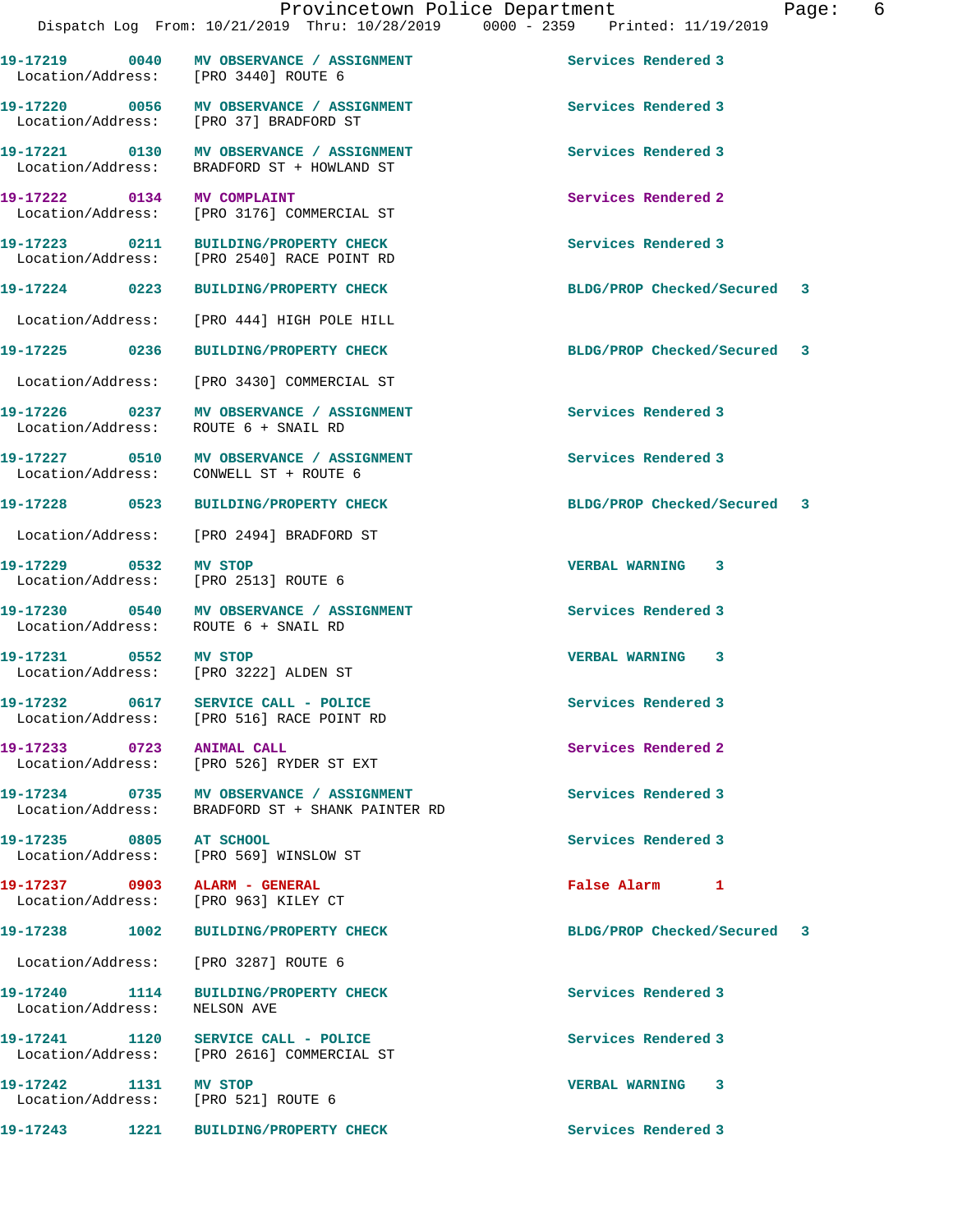19-17219 0040 MV OBSERVANCE / ASSIGNMENT Services Rendered 3
Location/Address: [PRO 3440] ROUTE 6

19-17220 0056 MV OBSERVANCE / ASSIGNMENT Services Rendered 3
Location/Address: [PRO 37] BRADFORD ST

19-17221 0130 MV OBSERVANCE / ASSIGNMENT Services Rendered 3
Location/Address: BRADFORD ST + HOWLAND ST

19-17222 0134 MV COMPLAINT Services Rendered 2
Location/Address: [PRO 3176] COMMERCIAL ST

19-17223 0211 BUILDING/PROPERTY CHECK Services Rendered 3
Location/Address: [PRO 2540] RACE POINT RD

19-17224 0223 BUILDING/PROPERTY CHECK BLDG/PROP Checked/Secured 3
Location/Address: [PRO 444] HIGH POLE HILL

19-17225 0236 BUILDING/PROPERTY CHECK BLDG/PROP Checked/Secured 3
Location/Address: [PRO 3430] COMMERCIAL ST

19-17226 0237 MV OBSERVANCE / ASSIGNMENT Services Rendered 3
Location/Address: ROUTE 6 + SNAIL RD

19-17227 0510 MV OBSERVANCE / ASSIGNMENT Services Rendered 3
Location/Address: CONWELL ST + ROUTE 6

19-17228 0523 BUILDING/PROPERTY CHECK BLDG/PROP Checked/Secured 3
Location/Address: [PRO 2494] BRADFORD ST

19-17229 0532 MV STOP VERBAL WARNING 3
Location/Address: [PRO 2513] ROUTE 6

19-17230 0540 MV OBSERVANCE / ASSIGNMENT Services Rendered 3
Location/Address: ROUTE 6 + SNAIL RD

19-17231 0552 MV STOP VERBAL WARNING 3
Location/Address: [PRO 3222] ALDEN ST

19-17232 0617 SERVICE CALL - POLICE Services Rendered 3
Location/Address: [PRO 516] RACE POINT RD

19-17233 0723 ANIMAL CALL Services Rendered 2
Location/Address: [PRO 526] RYDER ST EXT

19-17234 0735 MV OBSERVANCE / ASSIGNMENT Services Rendered 3
Location/Address: BRADFORD ST + SHANK PAINTER RD

19-17235 0805 AT SCHOOL Services Rendered 3
Location/Address: [PRO 569] WINSLOW ST

19-17237 0903 ALARM - GENERAL False Alarm 1
Location/Address: [PRO 963] KILEY CT

19-17238 1002 BUILDING/PROPERTY CHECK BLDG/PROP Checked/Secured 3
Location/Address: [PRO 3287] ROUTE 6

19-17240 1114 BUILDING/PROPERTY CHECK Services Rendered 3
Location/Address: NELSON AVE

19-17241 1120 SERVICE CALL - POLICE Services Rendered 3
Location/Address: [PRO 2616] COMMERCIAL ST

19-17242 1131 MV STOP VERBAL WARNING 3
Location/Address: [PRO 521] ROUTE 6

19-17243 1221 BUILDING/PROPERTY CHECK Services Rendered 3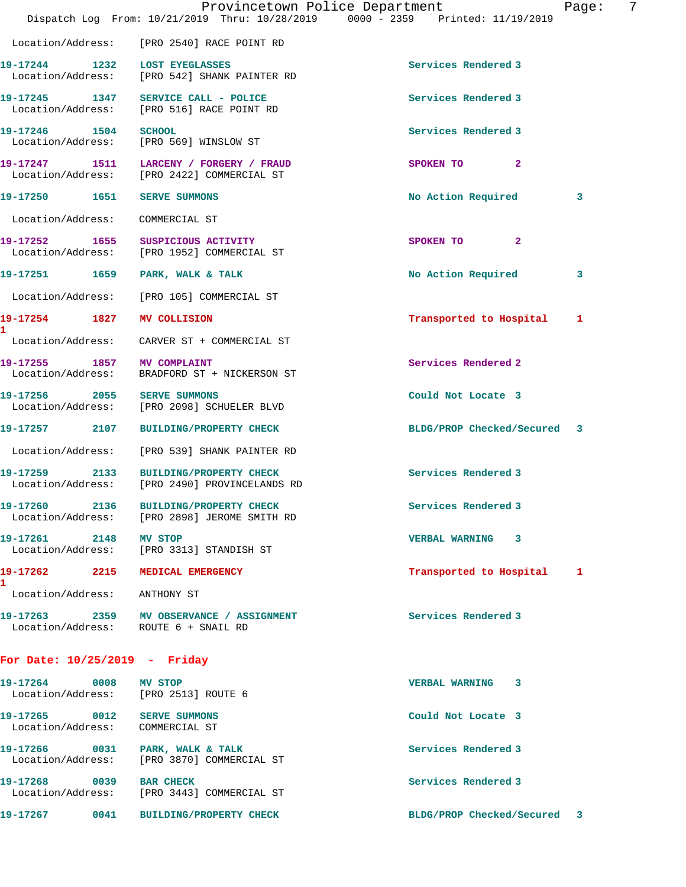Location/Address: [PRO 2540] RACE POINT RD

| Call # | Time | Call Reason | Action | Priority |
|---|---|---|---|---|
| 19-17244 | 1232 | LOST EYEGLASSES | Services Rendered | 3 |

Location/Address: [PRO 542] SHANK PAINTER RD

| Call # | Time | Call Reason | Action | Priority |
|---|---|---|---|---|
| 19-17245 | 1347 | SERVICE CALL - POLICE | Services Rendered | 3 |

Location/Address: [PRO 516] RACE POINT RD

| Call # | Time | Call Reason | Action | Priority |
|---|---|---|---|---|
| 19-17246 | 1504 | SCHOOL | Services Rendered | 3 |

Location/Address: [PRO 569] WINSLOW ST

| Call # | Time | Call Reason | Action | Priority |
|---|---|---|---|---|
| 19-17247 | 1511 | LARCENY / FORGERY / FRAUD | SPOKEN TO | 2 |

Location/Address: [PRO 2422] COMMERCIAL ST

| Call # | Time | Call Reason | Action | Priority |
|---|---|---|---|---|
| 19-17250 | 1651 | SERVE SUMMONS | No Action Required | 3 |

Location/Address: COMMERCIAL ST

| Call # | Time | Call Reason | Action | Priority |
|---|---|---|---|---|
| 19-17252 | 1655 | SUSPICIOUS ACTIVITY | SPOKEN TO | 2 |

Location/Address: [PRO 1952] COMMERCIAL ST

| Call # | Time | Call Reason | Action | Priority |
|---|---|---|---|---|
| 19-17251 | 1659 | PARK, WALK & TALK | No Action Required | 3 |

Location/Address: [PRO 105] COMMERCIAL ST

| Call # | Time | Call Reason | Action | Priority |
|---|---|---|---|---|
| 19-17254 | 1827 | MV COLLISION | Transported to Hospital | 1 |

1

Location/Address: CARVER ST + COMMERCIAL ST

| Call # | Time | Call Reason | Action | Priority |
|---|---|---|---|---|
| 19-17255 | 1857 | MV COMPLAINT | Services Rendered | 2 |

Location/Address: BRADFORD ST + NICKERSON ST

| Call # | Time | Call Reason | Action | Priority |
|---|---|---|---|---|
| 19-17256 | 2055 | SERVE SUMMONS | Could Not Locate | 3 |

Location/Address: [PRO 2098] SCHUELER BLVD

| Call # | Time | Call Reason | Action | Priority |
|---|---|---|---|---|
| 19-17257 | 2107 | BUILDING/PROPERTY CHECK | BLDG/PROP Checked/Secured | 3 |

Location/Address: [PRO 539] SHANK PAINTER RD

| Call # | Time | Call Reason | Action | Priority |
|---|---|---|---|---|
| 19-17259 | 2133 | BUILDING/PROPERTY CHECK | Services Rendered | 3 |

Location/Address: [PRO 2490] PROVINCELANDS RD

| Call # | Time | Call Reason | Action | Priority |
|---|---|---|---|---|
| 19-17260 | 2136 | BUILDING/PROPERTY CHECK | Services Rendered | 3 |

Location/Address: [PRO 2898] JEROME SMITH RD

| Call # | Time | Call Reason | Action | Priority |
|---|---|---|---|---|
| 19-17261 | 2148 | MV STOP | VERBAL WARNING | 3 |

Location/Address: [PRO 3313] STANDISH ST

| Call # | Time | Call Reason | Action | Priority |
|---|---|---|---|---|
| 19-17262 | 2215 | MEDICAL EMERGENCY | Transported to Hospital | 1 |

1

Location/Address: ANTHONY ST

| Call # | Time | Call Reason | Action | Priority |
|---|---|---|---|---|
| 19-17263 | 2359 | MV OBSERVANCE / ASSIGNMENT | Services Rendered | 3 |

Location/Address: ROUTE 6 + SNAIL RD

## For Date: 10/25/2019 - Friday

| Call # | Time | Call Reason | Action | Priority |
|---|---|---|---|---|
| 19-17264 | 0008 | MV STOP | VERBAL WARNING | 3 |

Location/Address: [PRO 2513] ROUTE 6

| Call # | Time | Call Reason | Action | Priority |
|---|---|---|---|---|
| 19-17265 | 0012 | SERVE SUMMONS | Could Not Locate | 3 |

Location/Address: COMMERCIAL ST

| Call # | Time | Call Reason | Action | Priority |
|---|---|---|---|---|
| 19-17266 | 0031 | PARK, WALK & TALK | Services Rendered | 3 |

Location/Address: [PRO 3870] COMMERCIAL ST

| Call # | Time | Call Reason | Action | Priority |
|---|---|---|---|---|
| 19-17268 | 0039 | BAR CHECK | Services Rendered | 3 |

Location/Address: [PRO 3443] COMMERCIAL ST

| Call # | Time | Call Reason | Action | Priority |
|---|---|---|---|---|
| 19-17267 | 0041 | BUILDING/PROPERTY CHECK | BLDG/PROP Checked/Secured | 3 |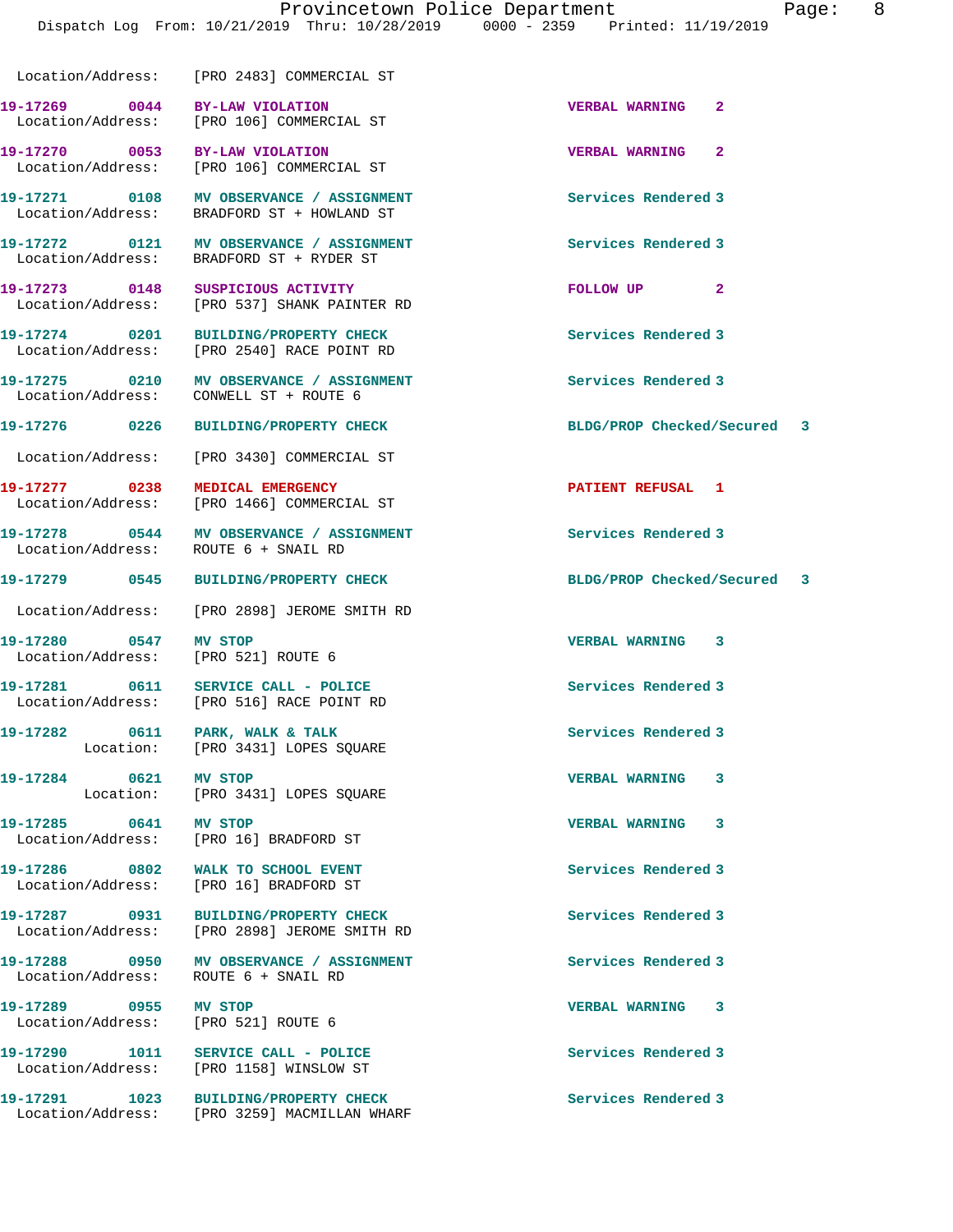Location/Address: [PRO 2483] COMMERCIAL ST

| Call # | Time | Call Type | Action | Priority |
|---|---|---|---|---|
| 19-17269 | 0044 | BY-LAW VIOLATION | VERBAL WARNING | 2 |
| | | Location/Address: [PRO 106] COMMERCIAL ST | | |
| 19-17270 | 0053 | BY-LAW VIOLATION | VERBAL WARNING | 2 |
| | | Location/Address: [PRO 106] COMMERCIAL ST | | |
| 19-17271 | 0108 | MV OBSERVANCE / ASSIGNMENT | Services Rendered | 3 |
| | | Location/Address: BRADFORD ST + HOWLAND ST | | |
| 19-17272 | 0121 | MV OBSERVANCE / ASSIGNMENT | Services Rendered | 3 |
| | | Location/Address: BRADFORD ST + RYDER ST | | |
| 19-17273 | 0148 | SUSPICIOUS ACTIVITY | FOLLOW UP | 2 |
| | | Location/Address: [PRO 537] SHANK PAINTER RD | | |
| 19-17274 | 0201 | BUILDING/PROPERTY CHECK | Services Rendered | 3 |
| | | Location/Address: [PRO 2540] RACE POINT RD | | |
| 19-17275 | 0210 | MV OBSERVANCE / ASSIGNMENT | Services Rendered | 3 |
| | | Location/Address: CONWELL ST + ROUTE 6 | | |
| 19-17276 | 0226 | BUILDING/PROPERTY CHECK | BLDG/PROP Checked/Secured | 3 |
| | | Location/Address: [PRO 3430] COMMERCIAL ST | | |
| 19-17277 | 0238 | MEDICAL EMERGENCY | PATIENT REFUSAL | 1 |
| | | Location/Address: [PRO 1466] COMMERCIAL ST | | |
| 19-17278 | 0544 | MV OBSERVANCE / ASSIGNMENT | Services Rendered | 3 |
| | | Location/Address: ROUTE 6 + SNAIL RD | | |
| 19-17279 | 0545 | BUILDING/PROPERTY CHECK | BLDG/PROP Checked/Secured | 3 |
| | | Location/Address: [PRO 2898] JEROME SMITH RD | | |
| 19-17280 | 0547 | MV STOP | VERBAL WARNING | 3 |
| | | Location/Address: [PRO 521] ROUTE 6 | | |
| 19-17281 | 0611 | SERVICE CALL - POLICE | Services Rendered | 3 |
| | | Location/Address: [PRO 516] RACE POINT RD | | |
| 19-17282 | 0611 | PARK, WALK & TALK | Services Rendered | 3 |
| | | Location: [PRO 3431] LOPES SQUARE | | |
| 19-17284 | 0621 | MV STOP | VERBAL WARNING | 3 |
| | | Location: [PRO 3431] LOPES SQUARE | | |
| 19-17285 | 0641 | MV STOP | VERBAL WARNING | 3 |
| | | Location/Address: [PRO 16] BRADFORD ST | | |
| 19-17286 | 0802 | WALK TO SCHOOL EVENT | Services Rendered | 3 |
| | | Location/Address: [PRO 16] BRADFORD ST | | |
| 19-17287 | 0931 | BUILDING/PROPERTY CHECK | Services Rendered | 3 |
| | | Location/Address: [PRO 2898] JEROME SMITH RD | | |
| 19-17288 | 0950 | MV OBSERVANCE / ASSIGNMENT | Services Rendered | 3 |
| | | Location/Address: ROUTE 6 + SNAIL RD | | |
| 19-17289 | 0955 | MV STOP | VERBAL WARNING | 3 |
| | | Location/Address: [PRO 521] ROUTE 6 | | |
| 19-17290 | 1011 | SERVICE CALL - POLICE | Services Rendered | 3 |
| | | Location/Address: [PRO 1158] WINSLOW ST | | |
| 19-17291 | 1023 | BUILDING/PROPERTY CHECK | Services Rendered | 3 |
| | | Location/Address: [PRO 3259] MACMILLAN WHARF | | |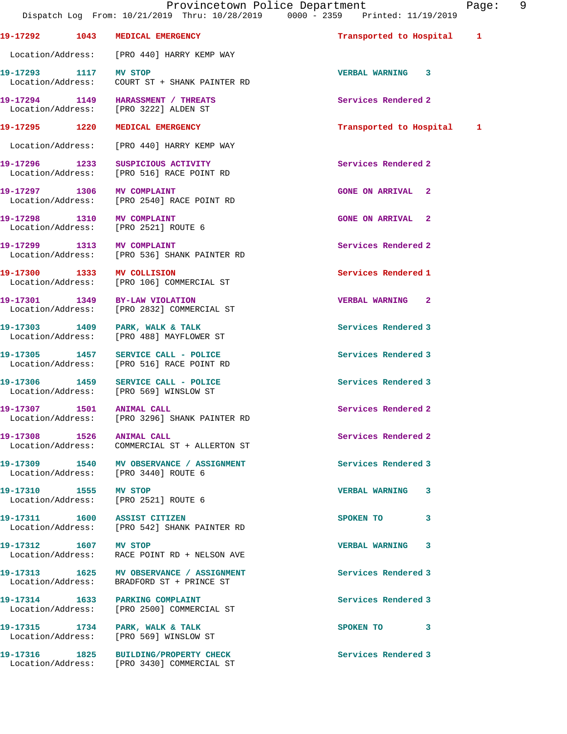19-17292 1043 MEDICAL EMERGENCY Transported to Hospital 1
Location/Address: [PRO 440] HARRY KEMP WAY

19-17293 1117 MV STOP VERBAL WARNING 3
Location/Address: COURT ST + SHANK PAINTER RD

19-17294 1149 HARASSMENT / THREATS Services Rendered 2
Location/Address: [PRO 3222] ALDEN ST

19-17295 1220 MEDICAL EMERGENCY Transported to Hospital 1
Location/Address: [PRO 440] HARRY KEMP WAY

19-17296 1233 SUSPICIOUS ACTIVITY Services Rendered 2
Location/Address: [PRO 516] RACE POINT RD

19-17297 1306 MV COMPLAINT GONE ON ARRIVAL 2
Location/Address: [PRO 2540] RACE POINT RD

19-17298 1310 MV COMPLAINT GONE ON ARRIVAL 2
Location/Address: [PRO 2521] ROUTE 6

19-17299 1313 MV COMPLAINT Services Rendered 2
Location/Address: [PRO 536] SHANK PAINTER RD

19-17300 1333 MV COLLISION Services Rendered 1
Location/Address: [PRO 106] COMMERCIAL ST

19-17301 1349 BY-LAW VIOLATION VERBAL WARNING 2
Location/Address: [PRO 2832] COMMERCIAL ST

19-17303 1409 PARK, WALK & TALK Services Rendered 3
Location/Address: [PRO 488] MAYFLOWER ST

19-17305 1457 SERVICE CALL - POLICE Services Rendered 3
Location/Address: [PRO 516] RACE POINT RD

19-17306 1459 SERVICE CALL - POLICE Services Rendered 3
Location/Address: [PRO 569] WINSLOW ST

19-17307 1501 ANIMAL CALL Services Rendered 2
Location/Address: [PRO 3296] SHANK PAINTER RD

19-17308 1526 ANIMAL CALL Services Rendered 2
Location/Address: COMMERCIAL ST + ALLERTON ST

19-17309 1540 MV OBSERVANCE / ASSIGNMENT Services Rendered 3
Location/Address: [PRO 3440] ROUTE 6

19-17310 1555 MV STOP VERBAL WARNING 3
Location/Address: [PRO 2521] ROUTE 6

19-17311 1600 ASSIST CITIZEN SPOKEN TO 3
Location/Address: [PRO 542] SHANK PAINTER RD

19-17312 1607 MV STOP VERBAL WARNING 3
Location/Address: RACE POINT RD + NELSON AVE

19-17313 1625 MV OBSERVANCE / ASSIGNMENT Services Rendered 3
Location/Address: BRADFORD ST + PRINCE ST

19-17314 1633 PARKING COMPLAINT Services Rendered 3
Location/Address: [PRO 2500] COMMERCIAL ST

19-17315 1734 PARK, WALK & TALK SPOKEN TO 3
Location/Address: [PRO 569] WINSLOW ST

19-17316 1825 BUILDING/PROPERTY CHECK Services Rendered 3
Location/Address: [PRO 3430] COMMERCIAL ST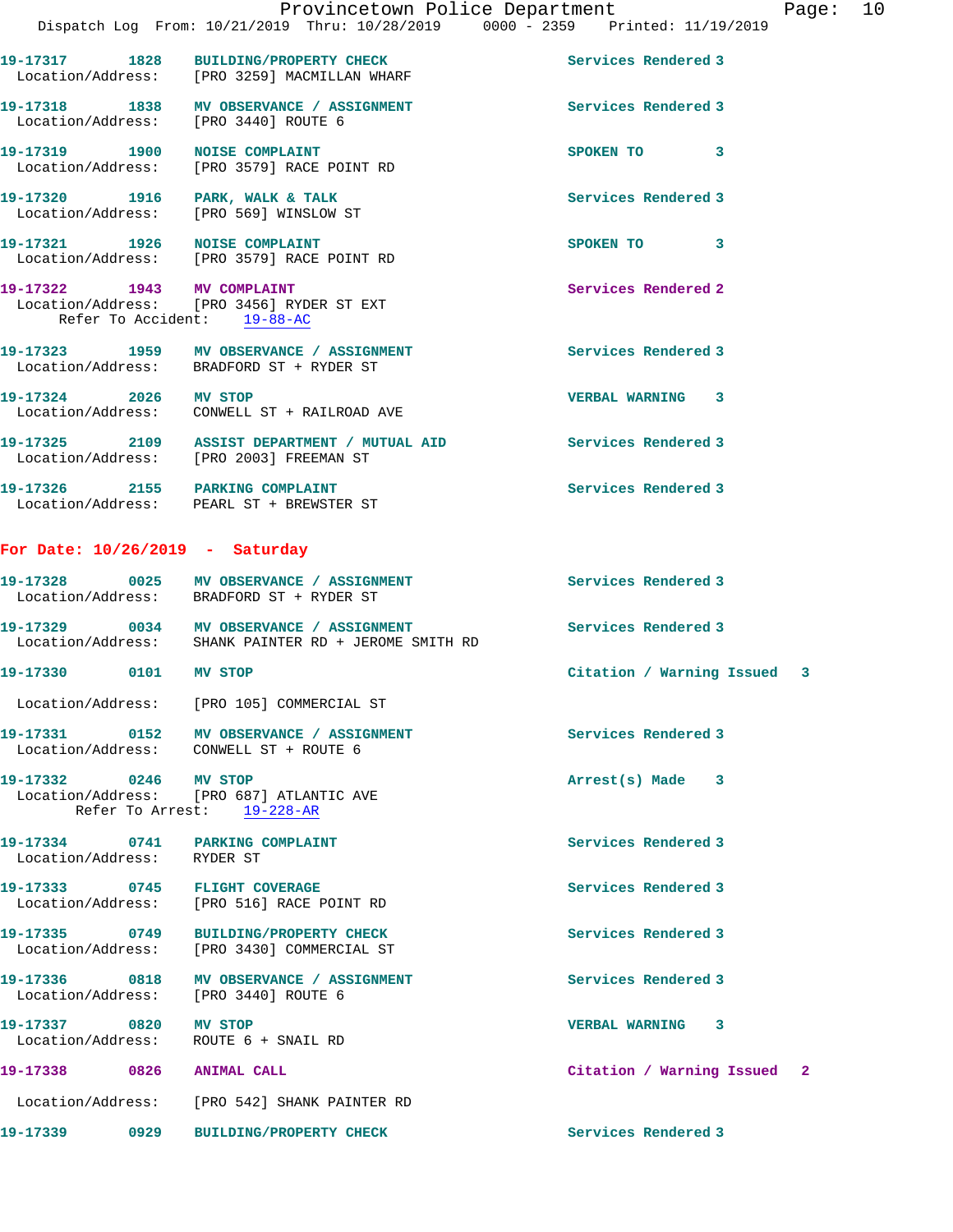19-17317 1828 BUILDING/PROPERTY CHECK Services Rendered 3
Location/Address: [PRO 3259] MACMILLAN WHARF

19-17318 1838 MV OBSERVANCE / ASSIGNMENT Services Rendered 3
Location/Address: [PRO 3440] ROUTE 6

19-17319 1900 NOISE COMPLAINT SPOKEN TO 3
Location/Address: [PRO 3579] RACE POINT RD

19-17320 1916 PARK, WALK & TALK Services Rendered 3
Location/Address: [PRO 569] WINSLOW ST

19-17321 1926 NOISE COMPLAINT SPOKEN TO 3
Location/Address: [PRO 3579] RACE POINT RD

19-17322 1943 MV COMPLAINT Services Rendered 2
Location/Address: [PRO 3456] RYDER ST EXT
Refer To Accident: 19-88-AC

19-17323 1959 MV OBSERVANCE / ASSIGNMENT Services Rendered 3
Location/Address: BRADFORD ST + RYDER ST

19-17324 2026 MV STOP VERBAL WARNING 3
Location/Address: CONWELL ST + RAILROAD AVE

19-17325 2109 ASSIST DEPARTMENT / MUTUAL AID Services Rendered 3
Location/Address: [PRO 2003] FREEMAN ST

19-17326 2155 PARKING COMPLAINT Services Rendered 3
Location/Address: PEARL ST + BREWSTER ST

## For Date: 10/26/2019 - Saturday

19-17328 0025 MV OBSERVANCE / ASSIGNMENT Services Rendered 3
Location/Address: BRADFORD ST + RYDER ST

19-17329 0034 MV OBSERVANCE / ASSIGNMENT Services Rendered 3
Location/Address: SHANK PAINTER RD + JEROME SMITH RD

19-17330 0101 MV STOP Citation / Warning Issued 3
Location/Address: [PRO 105] COMMERCIAL ST

19-17331 0152 MV OBSERVANCE / ASSIGNMENT Services Rendered 3
Location/Address: CONWELL ST + ROUTE 6

19-17332 0246 MV STOP Arrest(s) Made 3
Location/Address: [PRO 687] ATLANTIC AVE
Refer To Arrest: 19-228-AR

19-17334 0741 PARKING COMPLAINT Services Rendered 3
Location/Address: RYDER ST

19-17333 0745 FLIGHT COVERAGE Services Rendered 3
Location/Address: [PRO 516] RACE POINT RD

19-17335 0749 BUILDING/PROPERTY CHECK Services Rendered 3
Location/Address: [PRO 3430] COMMERCIAL ST

19-17336 0818 MV OBSERVANCE / ASSIGNMENT Services Rendered 3
Location/Address: [PRO 3440] ROUTE 6

19-17337 0820 MV STOP VERBAL WARNING 3
Location/Address: ROUTE 6 + SNAIL RD

19-17338 0826 ANIMAL CALL Citation / Warning Issued 2
Location/Address: [PRO 542] SHANK PAINTER RD

19-17339 0929 BUILDING/PROPERTY CHECK Services Rendered 3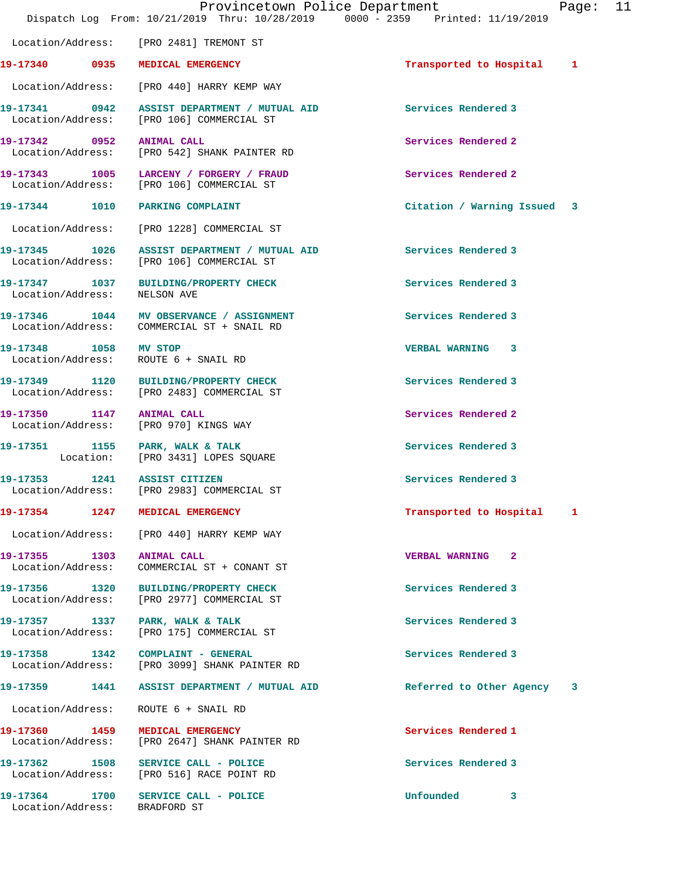Location/Address: [PRO 2481] TREMONT ST

| Call # | Time | Call Type | Disposition | Priority |
|---|---|---|---|---|
| 19-17340 | 0935 | MEDICAL EMERGENCY | Transported to Hospital | 1 |
| | | Location/Address: [PRO 440] HARRY KEMP WAY | | |
| 19-17341 | 0942 | ASSIST DEPARTMENT / MUTUAL AID | Services Rendered | 3 |
| | | Location/Address: [PRO 106] COMMERCIAL ST | | |
| 19-17342 | 0952 | ANIMAL CALL | Services Rendered | 2 |
| | | Location/Address: [PRO 542] SHANK PAINTER RD | | |
| 19-17343 | 1005 | LARCENY / FORGERY / FRAUD | Services Rendered | 2 |
| | | Location/Address: [PRO 106] COMMERCIAL ST | | |
| 19-17344 | 1010 | PARKING COMPLAINT | Citation / Warning Issued | 3 |
| | | Location/Address: [PRO 1228] COMMERCIAL ST | | |
| 19-17345 | 1026 | ASSIST DEPARTMENT / MUTUAL AID | Services Rendered | 3 |
| | | Location/Address: [PRO 106] COMMERCIAL ST | | |
| 19-17347 | 1037 | BUILDING/PROPERTY CHECK | Services Rendered | 3 |
| | | Location/Address: NELSON AVE | | |
| 19-17346 | 1044 | MV OBSERVANCE / ASSIGNMENT | Services Rendered | 3 |
| | | Location/Address: COMMERCIAL ST + SNAIL RD | | |
| 19-17348 | 1058 | MV STOP | VERBAL WARNING | 3 |
| | | Location/Address: ROUTE 6 + SNAIL RD | | |
| 19-17349 | 1120 | BUILDING/PROPERTY CHECK | Services Rendered | 3 |
| | | Location/Address: [PRO 2483] COMMERCIAL ST | | |
| 19-17350 | 1147 | ANIMAL CALL | Services Rendered | 2 |
| | | Location/Address: [PRO 970] KINGS WAY | | |
| 19-17351 | 1155 | PARK, WALK & TALK | Services Rendered | 3 |
| | | Location: [PRO 3431] LOPES SQUARE | | |
| 19-17353 | 1241 | ASSIST CITIZEN | Services Rendered | 3 |
| | | Location/Address: [PRO 2983] COMMERCIAL ST | | |
| 19-17354 | 1247 | MEDICAL EMERGENCY | Transported to Hospital | 1 |
| | | Location/Address: [PRO 440] HARRY KEMP WAY | | |
| 19-17355 | 1303 | ANIMAL CALL | VERBAL WARNING | 2 |
| | | Location/Address: COMMERCIAL ST + CONANT ST | | |
| 19-17356 | 1320 | BUILDING/PROPERTY CHECK | Services Rendered | 3 |
| | | Location/Address: [PRO 2977] COMMERCIAL ST | | |
| 19-17357 | 1337 | PARK, WALK & TALK | Services Rendered | 3 |
| | | Location/Address: [PRO 175] COMMERCIAL ST | | |
| 19-17358 | 1342 | COMPLAINT - GENERAL | Services Rendered | 3 |
| | | Location/Address: [PRO 3099] SHANK PAINTER RD | | |
| 19-17359 | 1441 | ASSIST DEPARTMENT / MUTUAL AID | Referred to Other Agency | 3 |
| | | Location/Address: ROUTE 6 + SNAIL RD | | |
| 19-17360 | 1459 | MEDICAL EMERGENCY | Services Rendered | 1 |
| | | Location/Address: [PRO 2647] SHANK PAINTER RD | | |
| 19-17362 | 1508 | SERVICE CALL - POLICE | Services Rendered | 3 |
| | | Location/Address: [PRO 516] RACE POINT RD | | |
| 19-17364 | 1700 | SERVICE CALL - POLICE | Unfounded | 3 |
| | | Location/Address: BRADFORD ST | | |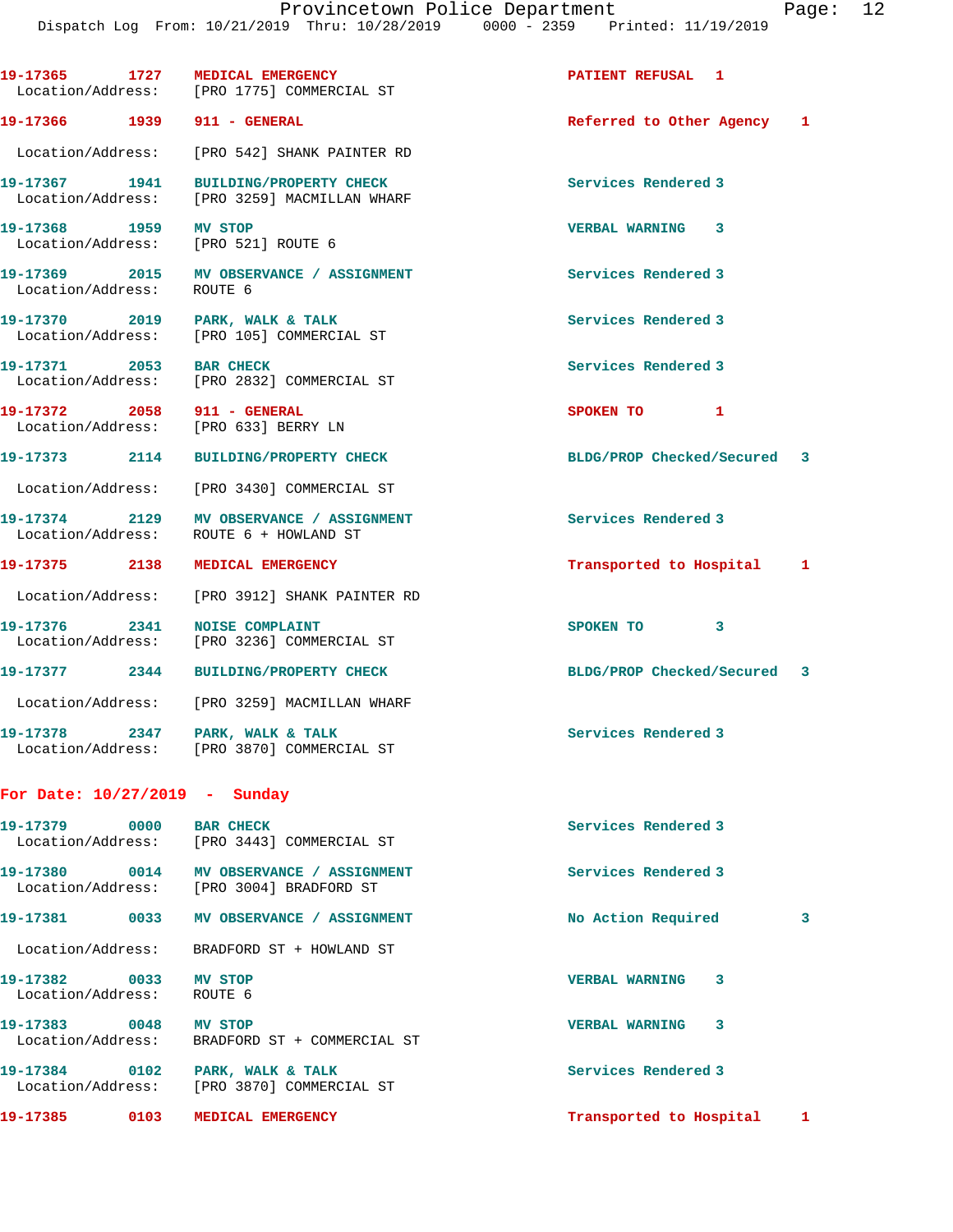19-17365 1727 MEDICAL EMERGENCY PATIENT REFUSAL 1
Location/Address: [PRO 1775] COMMERCIAL ST

19-17366 1939 911 - GENERAL Referred to Other Agency 1
Location/Address: [PRO 542] SHANK PAINTER RD

19-17367 1941 BUILDING/PROPERTY CHECK Services Rendered 3
Location/Address: [PRO 3259] MACMILLAN WHARF

19-17368 1959 MV STOP VERBAL WARNING 3
Location/Address: [PRO 521] ROUTE 6

19-17369 2015 MV OBSERVANCE / ASSIGNMENT Services Rendered 3
Location/Address: ROUTE 6

19-17370 2019 PARK, WALK & TALK Services Rendered 3
Location/Address: [PRO 105] COMMERCIAL ST

19-17371 2053 BAR CHECK Services Rendered 3
Location/Address: [PRO 2832] COMMERCIAL ST

19-17372 2058 911 - GENERAL SPOKEN TO 1
Location/Address: [PRO 633] BERRY LN

19-17373 2114 BUILDING/PROPERTY CHECK BLDG/PROP Checked/Secured 3
Location/Address: [PRO 3430] COMMERCIAL ST

19-17374 2129 MV OBSERVANCE / ASSIGNMENT Services Rendered 3
Location/Address: ROUTE 6 + HOWLAND ST

19-17375 2138 MEDICAL EMERGENCY Transported to Hospital 1
Location/Address: [PRO 3912] SHANK PAINTER RD

19-17376 2341 NOISE COMPLAINT SPOKEN TO 3
Location/Address: [PRO 3236] COMMERCIAL ST

19-17377 2344 BUILDING/PROPERTY CHECK BLDG/PROP Checked/Secured 3
Location/Address: [PRO 3259] MACMILLAN WHARF

19-17378 2347 PARK, WALK & TALK Services Rendered 3
Location/Address: [PRO 3870] COMMERCIAL ST

## For Date: 10/27/2019 - Sunday

19-17379 0000 BAR CHECK Services Rendered 3
Location/Address: [PRO 3443] COMMERCIAL ST

19-17380 0014 MV OBSERVANCE / ASSIGNMENT Services Rendered 3
Location/Address: [PRO 3004] BRADFORD ST

19-17381 0033 MV OBSERVANCE / ASSIGNMENT No Action Required 3
Location/Address: BRADFORD ST + HOWLAND ST

19-17382 0033 MV STOP VERBAL WARNING 3
Location/Address: ROUTE 6

19-17383 0048 MV STOP VERBAL WARNING 3
Location/Address: BRADFORD ST + COMMERCIAL ST

19-17384 0102 PARK, WALK & TALK Services Rendered 3
Location/Address: [PRO 3870] COMMERCIAL ST

19-17385 0103 MEDICAL EMERGENCY Transported to Hospital 1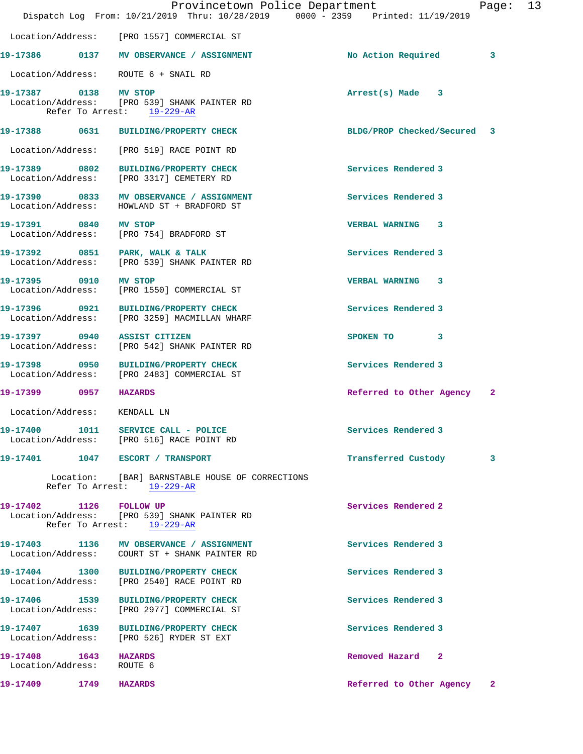Location/Address: [PRO 1557] COMMERCIAL ST

**19-17386 0137 MV OBSERVANCE / ASSIGNMENT** No Action Required 3
Location/Address: ROUTE 6 + SNAIL RD

**19-17387 0138 MV STOP** Arrest(s) Made 3
Location/Address: [PRO 539] SHANK PAINTER RD
Refer To Arrest: 19-229-AR

**19-17388 0631 BUILDING/PROPERTY CHECK** BLDG/PROP Checked/Secured 3
Location/Address: [PRO 519] RACE POINT RD

**19-17389 0802 BUILDING/PROPERTY CHECK** Services Rendered 3
Location/Address: [PRO 3317] CEMETERY RD

**19-17390 0833 MV OBSERVANCE / ASSIGNMENT** Services Rendered 3
Location/Address: HOWLAND ST + BRADFORD ST

**19-17391 0840 MV STOP** VERBAL WARNING 3
Location/Address: [PRO 754] BRADFORD ST

**19-17392 0851 PARK, WALK & TALK** Services Rendered 3
Location/Address: [PRO 539] SHANK PAINTER RD

**19-17395 0910 MV STOP** VERBAL WARNING 3
Location/Address: [PRO 1550] COMMERCIAL ST

**19-17396 0921 BUILDING/PROPERTY CHECK** Services Rendered 3
Location/Address: [PRO 3259] MACMILLAN WHARF

**19-17397 0940 ASSIST CITIZEN** SPOKEN TO 3
Location/Address: [PRO 542] SHANK PAINTER RD

**19-17398 0950 BUILDING/PROPERTY CHECK** Services Rendered 3
Location/Address: [PRO 2483] COMMERCIAL ST

**19-17399 0957 HAZARDS** Referred to Other Agency 2
Location/Address: KENDALL LN

**19-17400 1011 SERVICE CALL - POLICE** Services Rendered 3
Location/Address: [PRO 516] RACE POINT RD

**19-17401 1047 ESCORT / TRANSPORT** Transferred Custody 3
Location: [BAR] BARNSTABLE HOUSE OF CORRECTIONS
Refer To Arrest: 19-229-AR

**19-17402 1126 FOLLOW UP** Services Rendered 2
Location/Address: [PRO 539] SHANK PAINTER RD
Refer To Arrest: 19-229-AR

**19-17403 1136 MV OBSERVANCE / ASSIGNMENT** Services Rendered 3
Location/Address: COURT ST + SHANK PAINTER RD

**19-17404 1300 BUILDING/PROPERTY CHECK** Services Rendered 3
Location/Address: [PRO 2540] RACE POINT RD

**19-17406 1539 BUILDING/PROPERTY CHECK** Services Rendered 3
Location/Address: [PRO 2977] COMMERCIAL ST

**19-17407 1639 BUILDING/PROPERTY CHECK** Services Rendered 3
Location/Address: [PRO 526] RYDER ST EXT

**19-17408 1643 HAZARDS** Removed Hazard 2
Location/Address: ROUTE 6

**19-17409 1749 HAZARDS** Referred to Other Agency 2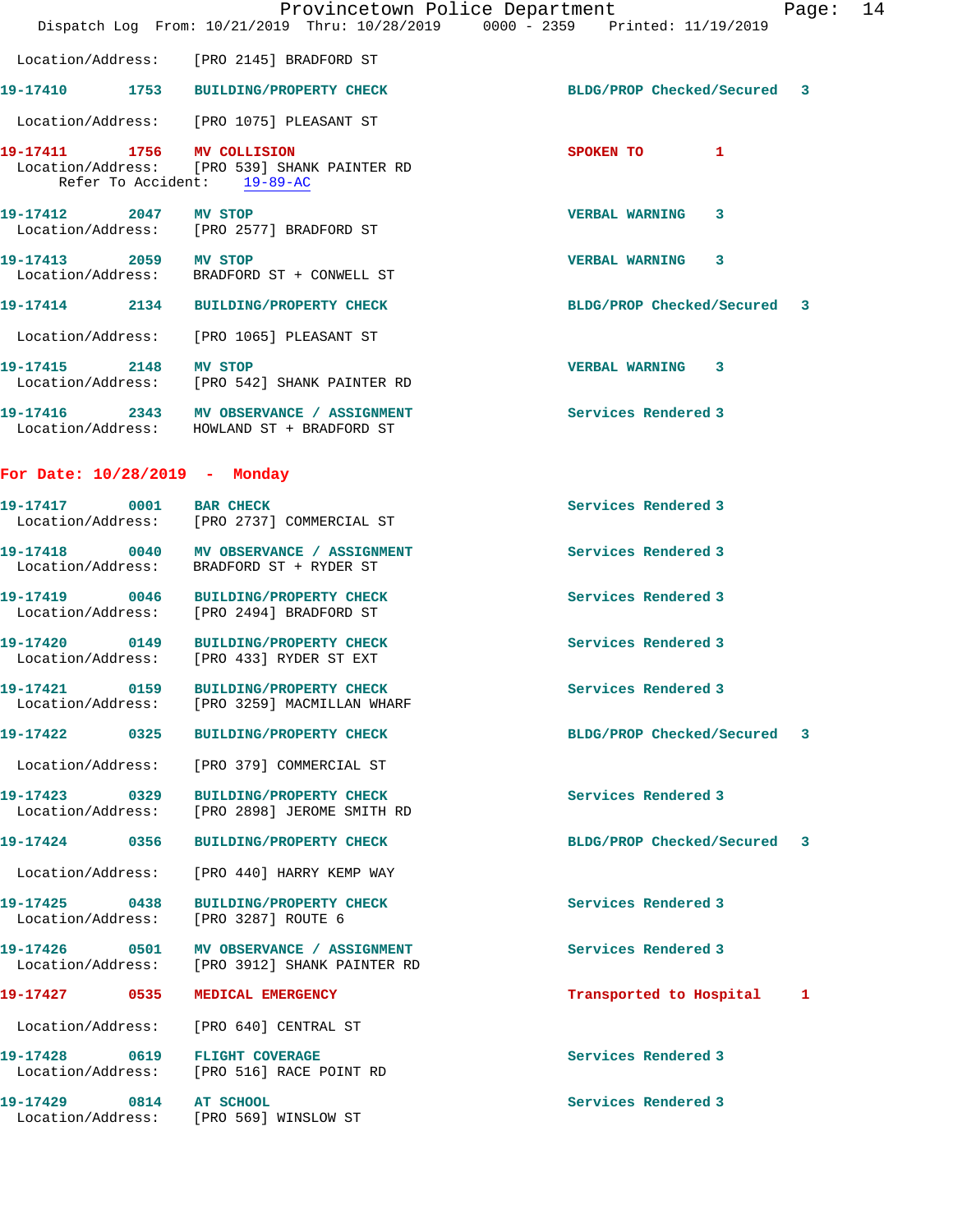Location/Address: [PRO 2145] BRADFORD ST

**19-17410** 1753 **BUILDING/PROPERTY CHECK** BLDG/PROP Checked/Secured 3
Location/Address: [PRO 1075] PLEASANT ST

**19-17411** 1756 **MV COLLISION** SPOKEN TO 1
Location/Address: [PRO 539] SHANK PAINTER RD
Refer To Accident: 19-89-AC

**19-17412** 2047 **MV STOP** VERBAL WARNING 3
Location/Address: [PRO 2577] BRADFORD ST

**19-17413** 2059 **MV STOP** VERBAL WARNING 3
Location/Address: BRADFORD ST + CONWELL ST

**19-17414** 2134 **BUILDING/PROPERTY CHECK** BLDG/PROP Checked/Secured 3
Location/Address: [PRO 1065] PLEASANT ST

**19-17415** 2148 **MV STOP** VERBAL WARNING 3
Location/Address: [PRO 542] SHANK PAINTER RD

**19-17416** 2343 **MV OBSERVANCE / ASSIGNMENT** Services Rendered 3
Location/Address: HOWLAND ST + BRADFORD ST

## For Date: 10/28/2019 - Monday

**19-17417** 0001 **BAR CHECK** Services Rendered 3
Location/Address: [PRO 2737] COMMERCIAL ST

**19-17418** 0040 **MV OBSERVANCE / ASSIGNMENT** Services Rendered 3
Location/Address: BRADFORD ST + RYDER ST

**19-17419** 0046 **BUILDING/PROPERTY CHECK** Services Rendered 3
Location/Address: [PRO 2494] BRADFORD ST

**19-17420** 0149 **BUILDING/PROPERTY CHECK** Services Rendered 3
Location/Address: [PRO 433] RYDER ST EXT

**19-17421** 0159 **BUILDING/PROPERTY CHECK** Services Rendered 3
Location/Address: [PRO 3259] MACMILLAN WHARF

**19-17422** 0325 **BUILDING/PROPERTY CHECK** BLDG/PROP Checked/Secured 3
Location/Address: [PRO 379] COMMERCIAL ST

**19-17423** 0329 **BUILDING/PROPERTY CHECK** Services Rendered 3
Location/Address: [PRO 2898] JEROME SMITH RD

**19-17424** 0356 **BUILDING/PROPERTY CHECK** BLDG/PROP Checked/Secured 3
Location/Address: [PRO 440] HARRY KEMP WAY

**19-17425** 0438 **BUILDING/PROPERTY CHECK** Services Rendered 3
Location/Address: [PRO 3287] ROUTE 6

**19-17426** 0501 **MV OBSERVANCE / ASSIGNMENT** Services Rendered 3
Location/Address: [PRO 3912] SHANK PAINTER RD

**19-17427** 0535 **MEDICAL EMERGENCY** Transported to Hospital 1
Location/Address: [PRO 640] CENTRAL ST

**19-17428** 0619 **FLIGHT COVERAGE** Services Rendered 3
Location/Address: [PRO 516] RACE POINT RD

**19-17429** 0814 **AT SCHOOL** Services Rendered 3
Location/Address: [PRO 569] WINSLOW ST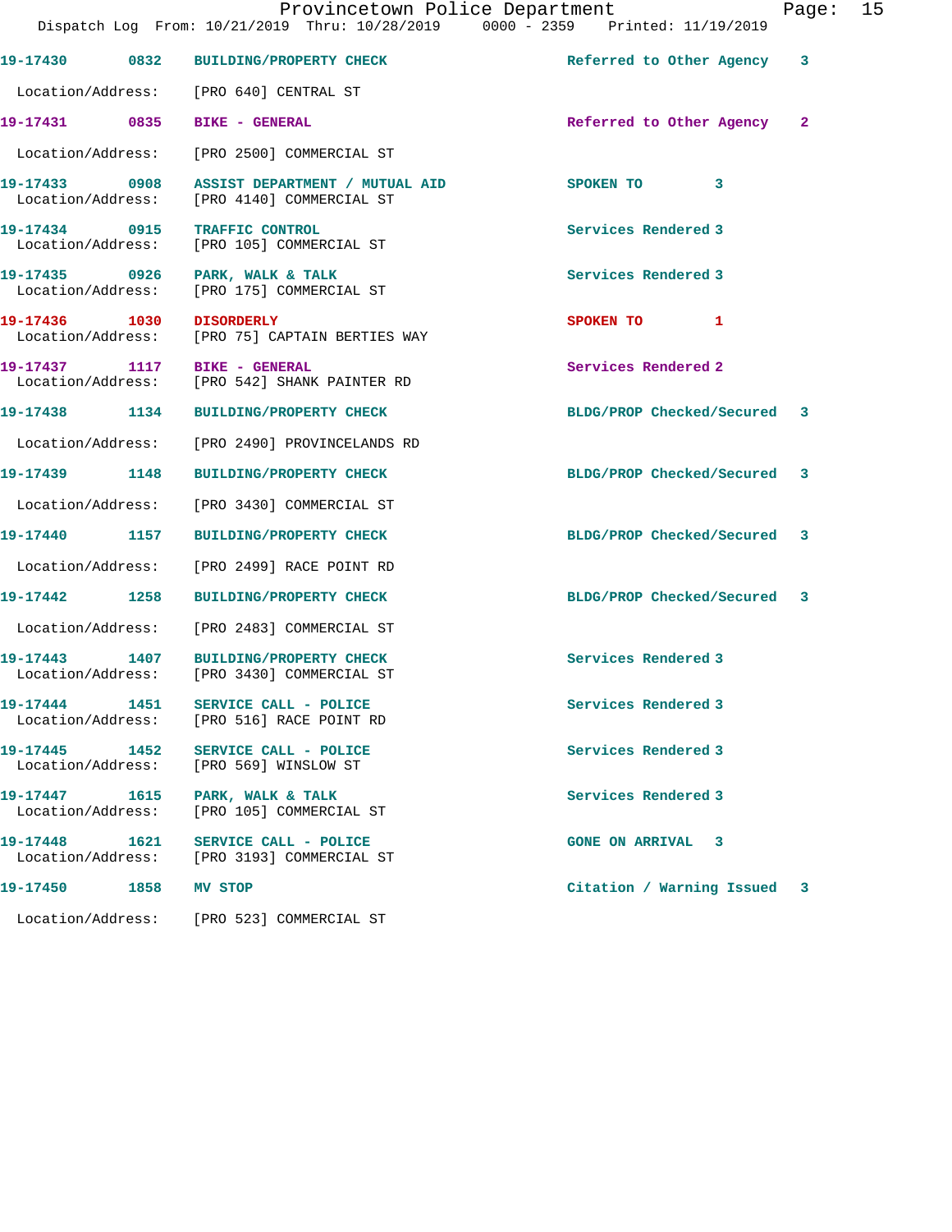19-17430 0832 BUILDING/PROPERTY CHECK Referred to Other Agency 3

Location/Address: [PRO 640] CENTRAL ST

19-17431 0835 BIKE - GENERAL Referred to Other Agency 2

Location/Address: [PRO 2500] COMMERCIAL ST

19-17433 0908 ASSIST DEPARTMENT / MUTUAL AID SPOKEN TO 3
Location/Address: [PRO 4140] COMMERCIAL ST

19-17434 0915 TRAFFIC CONTROL Services Rendered 3
Location/Address: [PRO 105] COMMERCIAL ST

19-17435 0926 PARK, WALK & TALK Services Rendered 3
Location/Address: [PRO 175] COMMERCIAL ST

19-17436 1030 DISORDERLY SPOKEN TO 1
Location/Address: [PRO 75] CAPTAIN BERTIES WAY

19-17437 1117 BIKE - GENERAL Services Rendered 2
Location/Address: [PRO 542] SHANK PAINTER RD

19-17438 1134 BUILDING/PROPERTY CHECK BLDG/PROP Checked/Secured 3

Location/Address: [PRO 2490] PROVINCELANDS RD

19-17439 1148 BUILDING/PROPERTY CHECK BLDG/PROP Checked/Secured 3

Location/Address: [PRO 3430] COMMERCIAL ST

19-17440 1157 BUILDING/PROPERTY CHECK BLDG/PROP Checked/Secured 3

Location/Address: [PRO 2499] RACE POINT RD

19-17442 1258 BUILDING/PROPERTY CHECK BLDG/PROP Checked/Secured 3

Location/Address: [PRO 2483] COMMERCIAL ST

19-17443 1407 BUILDING/PROPERTY CHECK Services Rendered 3
Location/Address: [PRO 3430] COMMERCIAL ST

19-17444 1451 SERVICE CALL - POLICE Services Rendered 3
Location/Address: [PRO 516] RACE POINT RD

19-17445 1452 SERVICE CALL - POLICE Services Rendered 3
Location/Address: [PRO 569] WINSLOW ST

19-17447 1615 PARK, WALK & TALK Services Rendered 3
Location/Address: [PRO 105] COMMERCIAL ST

19-17448 1621 SERVICE CALL - POLICE GONE ON ARRIVAL 3
Location/Address: [PRO 3193] COMMERCIAL ST

19-17450 1858 MV STOP Citation / Warning Issued 3

Location/Address: [PRO 523] COMMERCIAL ST